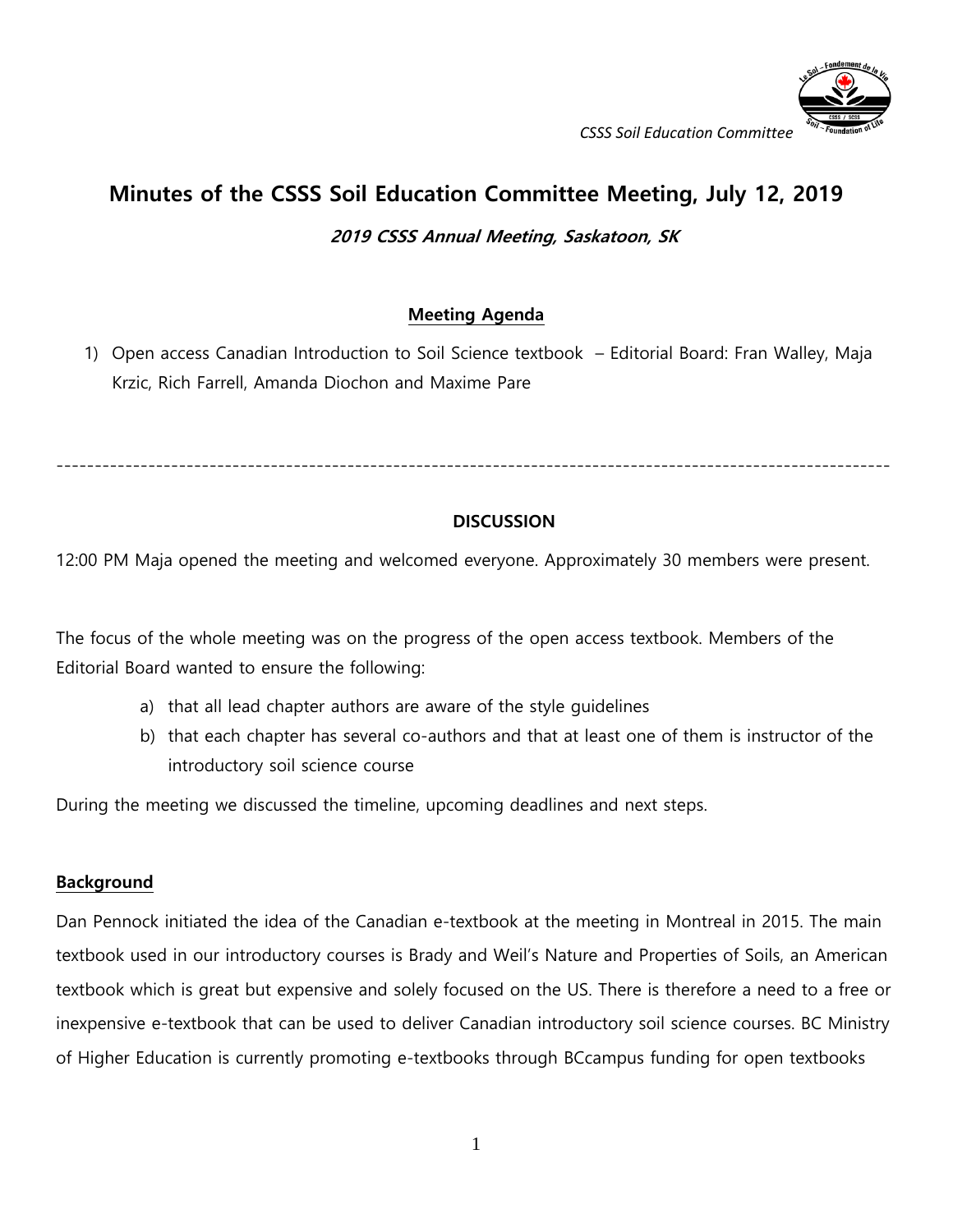CSSS Soil Education Committee

# Minutes of the CSSS Soil Education Committee Meeting, July 12, 2019

***2019 CSSS Annual Meeting, Saskatoon, SK***

## Meeting Agenda

1) Open access Canadian Introduction to Soil Science textbook – Editorial Board: Fran Walley, Maja Krzic, Rich Farrell, Amanda Diochon and Maxime Pare

---

## DISCUSSION

12:00 PM Maja opened the meeting and welcomed everyone. Approximately 30 members were present.

The focus of the whole meeting was on the progress of the open access textbook. Members of the Editorial Board wanted to ensure the following:

a) that all lead chapter authors are aware of the style guidelines
b) that each chapter has several co-authors and that at least one of them is instructor of the introductory soil science course

During the meeting we discussed the timeline, upcoming deadlines and next steps.

### Background

Dan Pennock initiated the idea of the Canadian e-textbook at the meeting in Montreal in 2015. The main textbook used in our introductory courses is Brady and Weil's Nature and Properties of Soils, an American textbook which is great but expensive and solely focused on the US. There is therefore a need to a free or inexpensive e-textbook that can be used to deliver Canadian introductory soil science courses. BC Ministry of Higher Education is currently promoting e-textbooks through BCcampus funding for open textbooks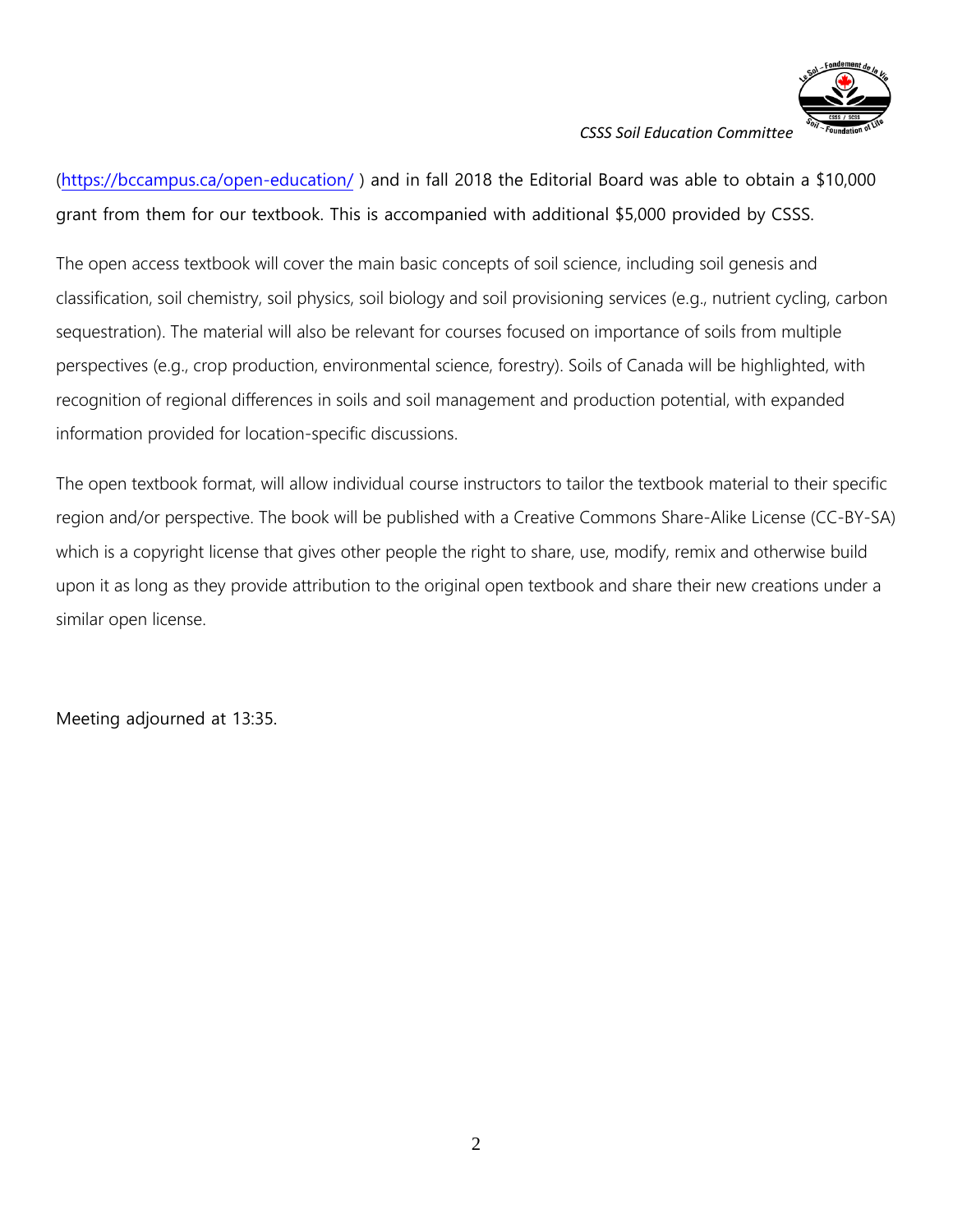(https://bccampus.ca/open-education/ ) and in fall 2018 the Editorial Board was able to obtain a $10,000 grant from them for our textbook. This is accompanied with additional $5,000 provided by CSSS.

The open access textbook will cover the main basic concepts of soil science, including soil genesis and classification, soil chemistry, soil physics, soil biology and soil provisioning services (e.g., nutrient cycling, carbon sequestration). The material will also be relevant for courses focused on importance of soils from multiple perspectives (e.g., crop production, environmental science, forestry). Soils of Canada will be highlighted, with recognition of regional differences in soils and soil management and production potential, with expanded information provided for location-specific discussions.

The open textbook format, will allow individual course instructors to tailor the textbook material to their specific region and/or perspective. The book will be published with a Creative Commons Share-Alike License (CC-BY-SA) which is a copyright license that gives other people the right to share, use, modify, remix and otherwise build upon it as long as they provide attribution to the original open textbook and share their new creations under a similar open license.

Meeting adjourned at 13:35.